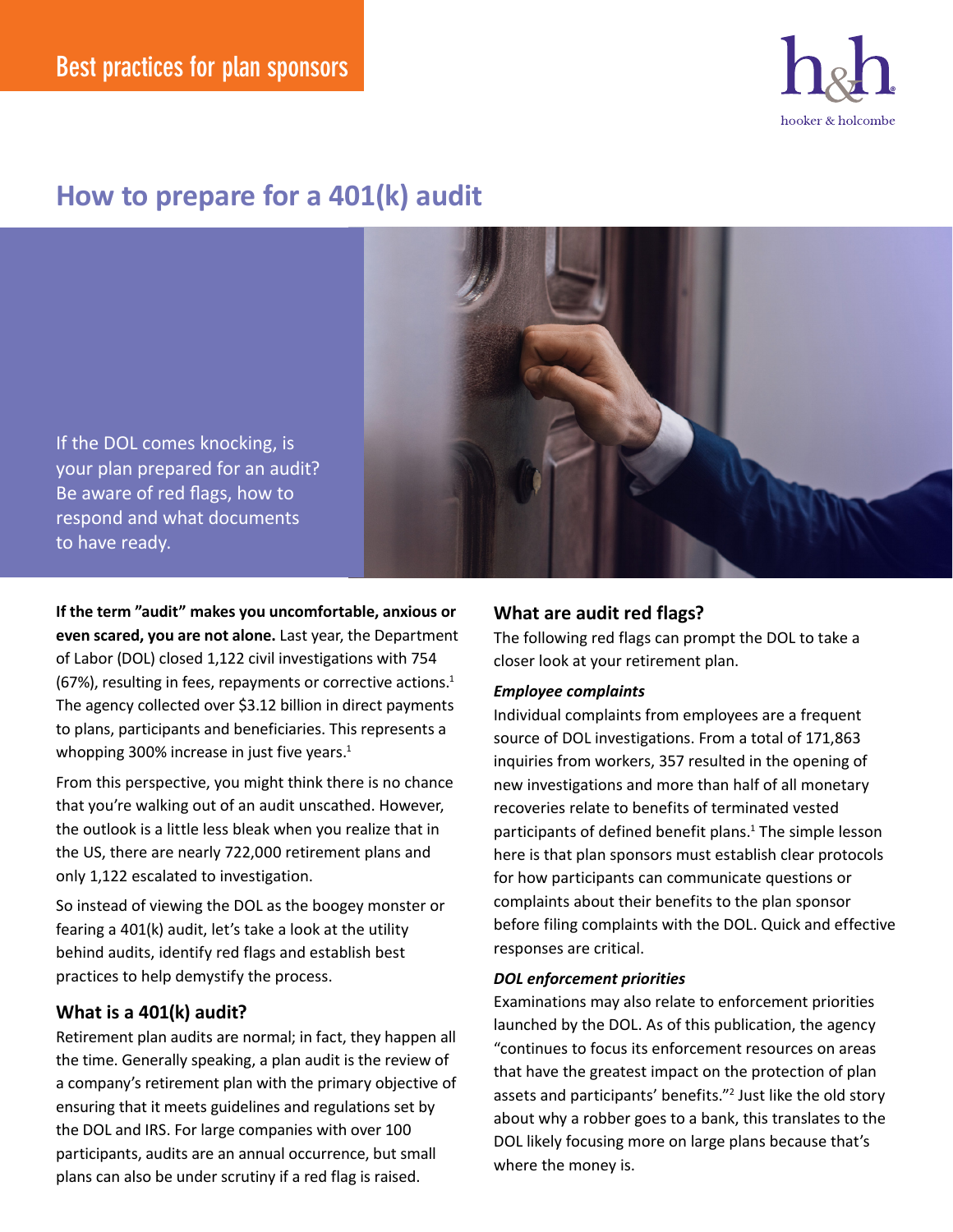Best practices for plan sponsors

# How to prepare for a 401(k) audit

If the DOL comes knocking, is your plan prepared for an audit? Be aware of red flags, how to respond and what documents to have ready.

**If the term "audit" makes you uncomfortable, anxious or even scared, you are not alone.** Last year, the Department of Labor (DOL) closed 1,122 civil investigations with 754 (67%), resulting in fees, repayments or corrective actions.[1] The agency collected over $3.12 billion in direct payments to plans, participants and beneficiaries. This represents a whopping 300% increase in just five years.[1]

From this perspective, you might think there is no chance that you're walking out of an audit unscathed. However, the outlook is a little less bleak when you realize that in the US, there are nearly 722,000 retirement plans and only 1,122 escalated to investigation.

So instead of viewing the DOL as the boogey monster or fearing a 401(k) audit, let's take a look at the utility behind audits, identify red flags and establish best practices to help demystify the process.

## What is a 401(k) audit?

Retirement plan audits are normal; in fact, they happen all the time. Generally speaking, a plan audit is the review of a company's retirement plan with the primary objective of ensuring that it meets guidelines and regulations set by the DOL and IRS. For large companies with over 100 participants, audits are an annual occurrence, but small plans can also be under scrutiny if a red flag is raised.

## What are audit red flags?

The following red flags can prompt the DOL to take a closer look at your retirement plan.

### *Employee complaints*

Individual complaints from employees are a frequent source of DOL investigations. From a total of 171,863 inquiries from workers, 357 resulted in the opening of new investigations and more than half of all monetary recoveries relate to benefits of terminated vested participants of defined benefit plans.[1] The simple lesson here is that plan sponsors must establish clear protocols for how participants can communicate questions or complaints about their benefits to the plan sponsor before filing complaints with the DOL. Quick and effective responses are critical.

### *DOL enforcement priorities*

Examinations may also relate to enforcement priorities launched by the DOL. As of this publication, the agency "continues to focus its enforcement resources on areas that have the greatest impact on the protection of plan assets and participants' benefits."[2] Just like the old story about why a robber goes to a bank, this translates to the DOL likely focusing more on large plans because that's where the money is.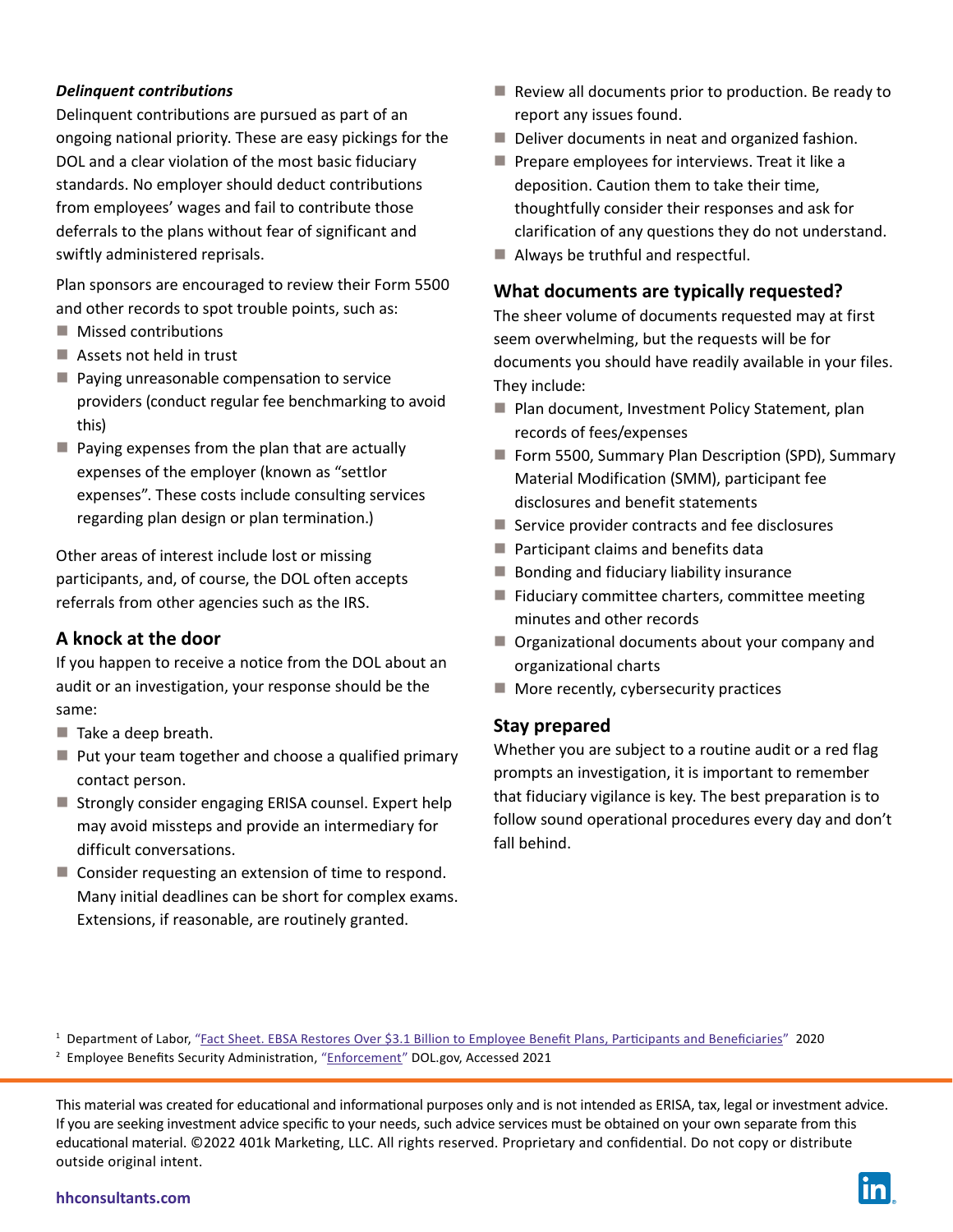***Delinquent contributions***

Delinquent contributions are pursued as part of an ongoing national priority. These are easy pickings for the DOL and a clear violation of the most basic fiduciary standards. No employer should deduct contributions from employees' wages and fail to contribute those deferrals to the plans without fear of significant and swiftly administered reprisals.

Plan sponsors are encouraged to review their Form 5500 and other records to spot trouble points, such as:

- Missed contributions
- Assets not held in trust
- Paying unreasonable compensation to service providers (conduct regular fee benchmarking to avoid this)
- Paying expenses from the plan that are actually expenses of the employer (known as "settlor expenses". These costs include consulting services regarding plan design or plan termination.)

Other areas of interest include lost or missing participants, and, of course, the DOL often accepts referrals from other agencies such as the IRS.

### A knock at the door

If you happen to receive a notice from the DOL about an audit or an investigation, your response should be the same:

- Take a deep breath.
- Put your team together and choose a qualified primary contact person.
- Strongly consider engaging ERISA counsel. Expert help may avoid missteps and provide an intermediary for difficult conversations.
- Consider requesting an extension of time to respond. Many initial deadlines can be short for complex exams. Extensions, if reasonable, are routinely granted.
- Review all documents prior to production. Be ready to report any issues found.
- Deliver documents in neat and organized fashion.
- Prepare employees for interviews. Treat it like a deposition. Caution them to take their time, thoughtfully consider their responses and ask for clarification of any questions they do not understand.
- Always be truthful and respectful.

### What documents are typically requested?

The sheer volume of documents requested may at first seem overwhelming, but the requests will be for documents you should have readily available in your files. They include:

- Plan document, Investment Policy Statement, plan records of fees/expenses
- Form 5500, Summary Plan Description (SPD), Summary Material Modification (SMM), participant fee disclosures and benefit statements
- Service provider contracts and fee disclosures
- Participant claims and benefits data
- Bonding and fiduciary liability insurance
- Fiduciary committee charters, committee meeting minutes and other records
- Organizational documents about your company and organizational charts
- More recently, cybersecurity practices

### Stay prepared

Whether you are subject to a routine audit or a red flag prompts an investigation, it is important to remember that fiduciary vigilance is key. The best preparation is to follow sound operational procedures every day and don't fall behind.

[1] Department of Labor, "Fact Sheet. EBSA Restores Over $3.1 Billion to Employee Benefit Plans, Participants and Beneficiaries" 2020

[2] Employee Benefits Security Administration, "Enforcement" DOL.gov, Accessed 2021

This material was created for educational and informational purposes only and is not intended as ERISA, tax, legal or investment advice. If you are seeking investment advice specific to your needs, such advice services must be obtained on your own separate from this educational material. ©2022 401k Marketing, LLC. All rights reserved. Proprietary and confidential. Do not copy or distribute outside original intent.

hhconsultants.com